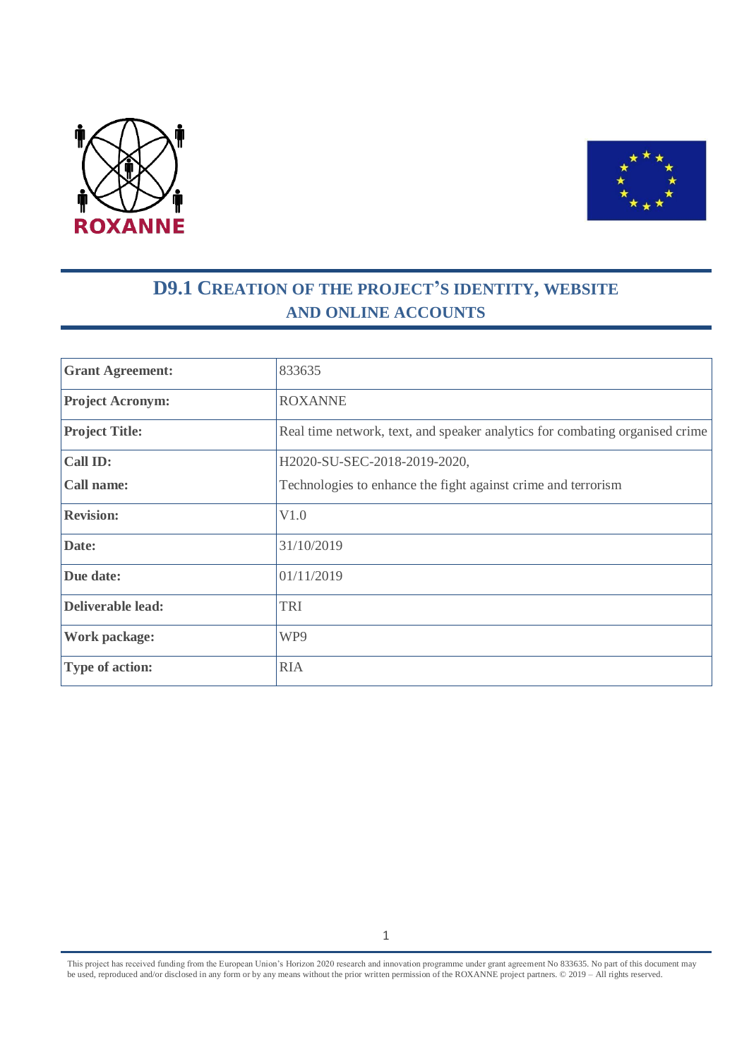ROXANNE

# D9.1 CREATION OF THE PROJECT'S IDENTITY, WEBSITE AND ONLINE ACCOUNTS

| | |
|---|---|
| **Grant Agreement:** | 833635 |
| **Project Acronym:** | ROXANNE |
| **Project Title:** | Real time network, text, and speaker analytics for combating organised crime |
| **Call ID:**<br>**Call name:** | H2020-SU-SEC-2018-2019-2020,<br>Technologies to enhance the fight against crime and terrorism |
| **Revision:** | V1.0 |
| **Date:** | 31/10/2019 |
| **Due date:** | 01/11/2019 |
| **Deliverable lead:** | TRI |
| **Work package:** | WP9 |
| **Type of action:** | RIA |

This project has received funding from the European Union's Horizon 2020 research and innovation programme under grant agreement No 833635. No part of this document may be used, reproduced and/or disclosed in any form or by any means without the prior written permission of the ROXANNE project partners. © 2019 – All rights reserved.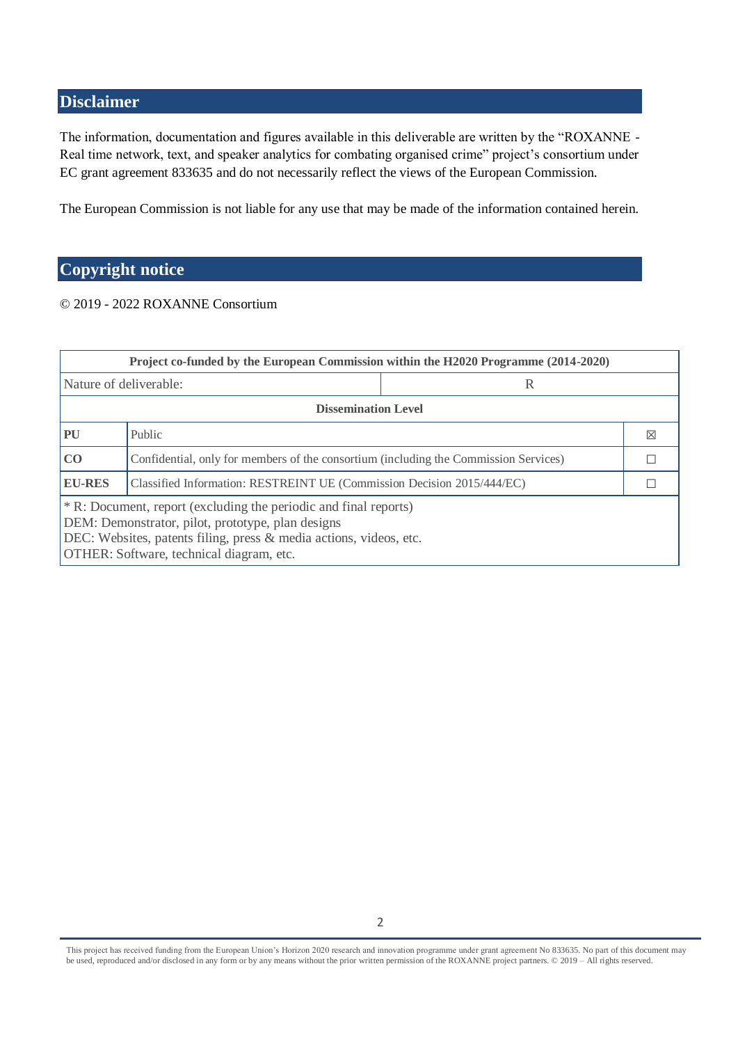## Disclaimer

The information, documentation and figures available in this deliverable are written by the "ROXANNE - Real time network, text, and speaker analytics for combating organised crime" project's consortium under EC grant agreement 833635 and do not necessarily reflect the views of the European Commission.

The European Commission is not liable for any use that may be made of the information contained herein.

## Copyright notice

© 2019 - 2022 ROXANNE Consortium

| **Project co-funded by the European Commission within the H2020 Programme (2014-2020)** | | |
|---|---|---|
| Nature of deliverable: | R | |
| **Dissemination Level** | | |
| **PU** | Public | ☒ |
| **CO** | Confidential, only for members of the consortium (including the Commission Services) | ☐ |
| **EU-RES** | Classified Information: RESTREINT UE (Commission Decision 2015/444/EC) | ☐ |
| * R: Document, report (excluding the periodic and final reports)<br>DEM: Demonstrator, pilot, prototype, plan designs<br>DEC: Websites, patents filing, press & media actions, videos, etc.<br>OTHER: Software, technical diagram, etc. | | |

This project has received funding from the European Union's Horizon 2020 research and innovation programme under grant agreement No 833635. No part of this document may be used, reproduced and/or disclosed in any form or by any means without the prior written permission of the ROXANNE project partners. © 2019 – All rights reserved.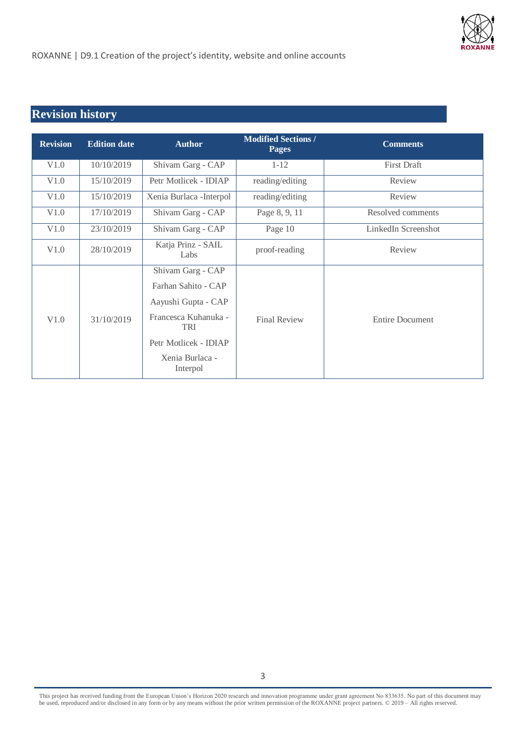# Revision history

| Revision | Edition date | Author | Modified Sections / Pages | Comments |
|---|---|---|---|---|
| V1.0 | 10/10/2019 | Shivam Garg - CAP | 1-12 | First Draft |
| V1.0 | 15/10/2019 | Petr Motlicek - IDIAP | reading/editing | Review |
| V1.0 | 15/10/2019 | Xenia Burlaca -Interpol | reading/editing | Review |
| V1.0 | 17/10/2019 | Shivam Garg - CAP | Page 8, 9, 11 | Resolved comments |
| V1.0 | 23/10/2019 | Shivam Garg - CAP | Page 10 | LinkedIn Screenshot |
| V1.0 | 28/10/2019 | Katja Prinz - SAIL Labs | proof-reading | Review |
| V1.0 | 31/10/2019 | Shivam Garg - CAP<br>Farhan Sahito - CAP<br>Aayushi Gupta - CAP<br>Francesca Kuhanuka - TRI<br>Petr Motlicek - IDIAP<br>Xenia Burlaca - Interpol | Final Review | Entire Document |

This project has received funding from the European Union's Horizon 2020 research and innovation programme under grant agreement No 833635. No part of this document may be used, reproduced and/or disclosed in any form or by any means without the prior written permission of the ROXANNE project partners. © 2019 – All rights reserved.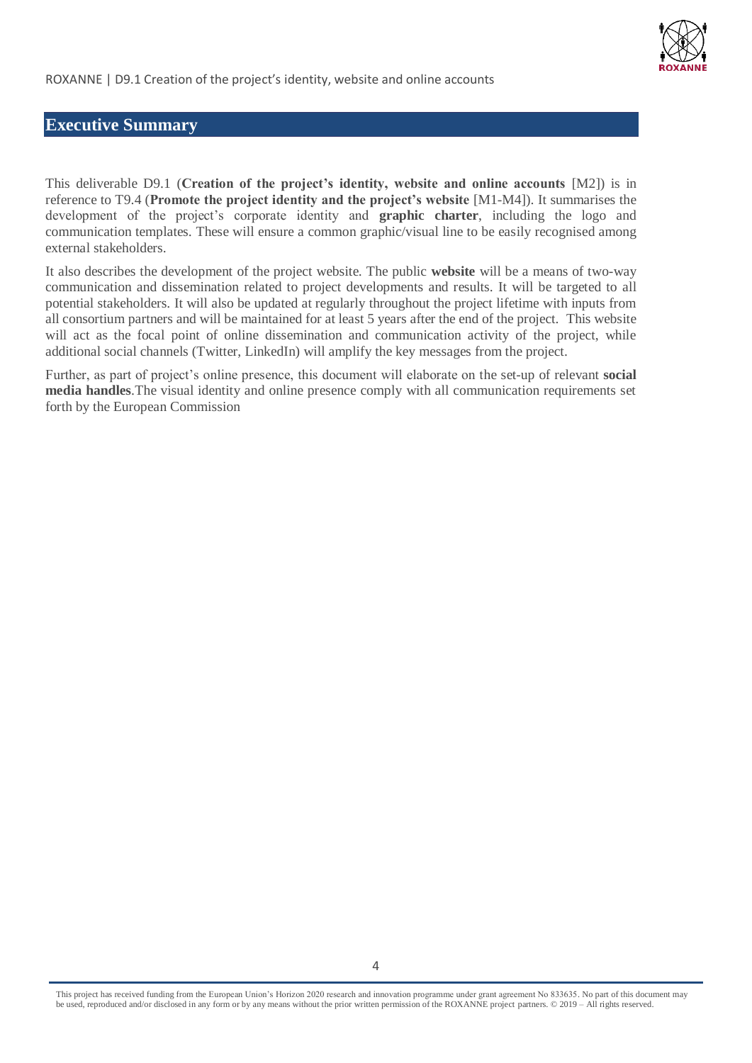# Executive Summary

This deliverable D9.1 (**Creation of the project's identity, website and online accounts** [M2]) is in reference to T9.4 (**Promote the project identity and the project's website** [M1-M4]). It summarises the development of the project's corporate identity and **graphic charter**, including the logo and communication templates. These will ensure a common graphic/visual line to be easily recognised among external stakeholders.

It also describes the development of the project website. The public **website** will be a means of two-way communication and dissemination related to project developments and results. It will be targeted to all potential stakeholders. It will also be updated at regularly throughout the project lifetime with inputs from all consortium partners and will be maintained for at least 5 years after the end of the project. This website will act as the focal point of online dissemination and communication activity of the project, while additional social channels (Twitter, LinkedIn) will amplify the key messages from the project.

Further, as part of project's online presence, this document will elaborate on the set-up of relevant **social media handles**.The visual identity and online presence comply with all communication requirements set forth by the European Commission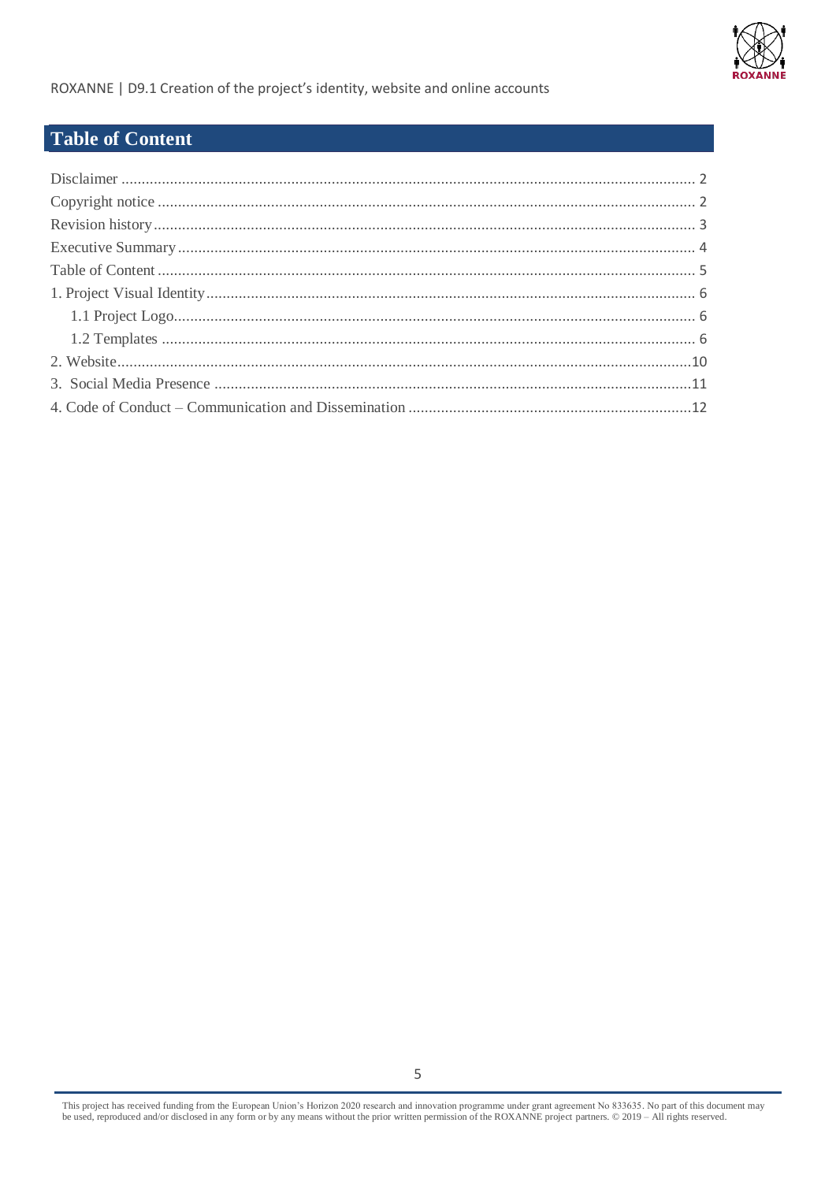# Table of Content

Disclaimer ........................................................................................................................................ 2
Copyright notice ............................................................................................................................... 2
Revision history ................................................................................................................................ 3
Executive Summary .......................................................................................................................... 4
Table of Content ............................................................................................................................... 5
1. Project Visual Identity ................................................................................................................... 6
   1.1 Project Logo ............................................................................................................................. 6
   1.2 Templates ................................................................................................................................ 6
2. Website .......................................................................................................................................... 10
3. Social Media Presence ................................................................................................................... 11
4. Code of Conduct – Communication and Dissemination ............................................................... 12

This project has received funding from the European Union's Horizon 2020 research and innovation programme under grant agreement No 833635. No part of this document may be used, reproduced and/or disclosed in any form or by any means without the prior written permission of the ROXANNE project partners. © 2019 – All rights reserved.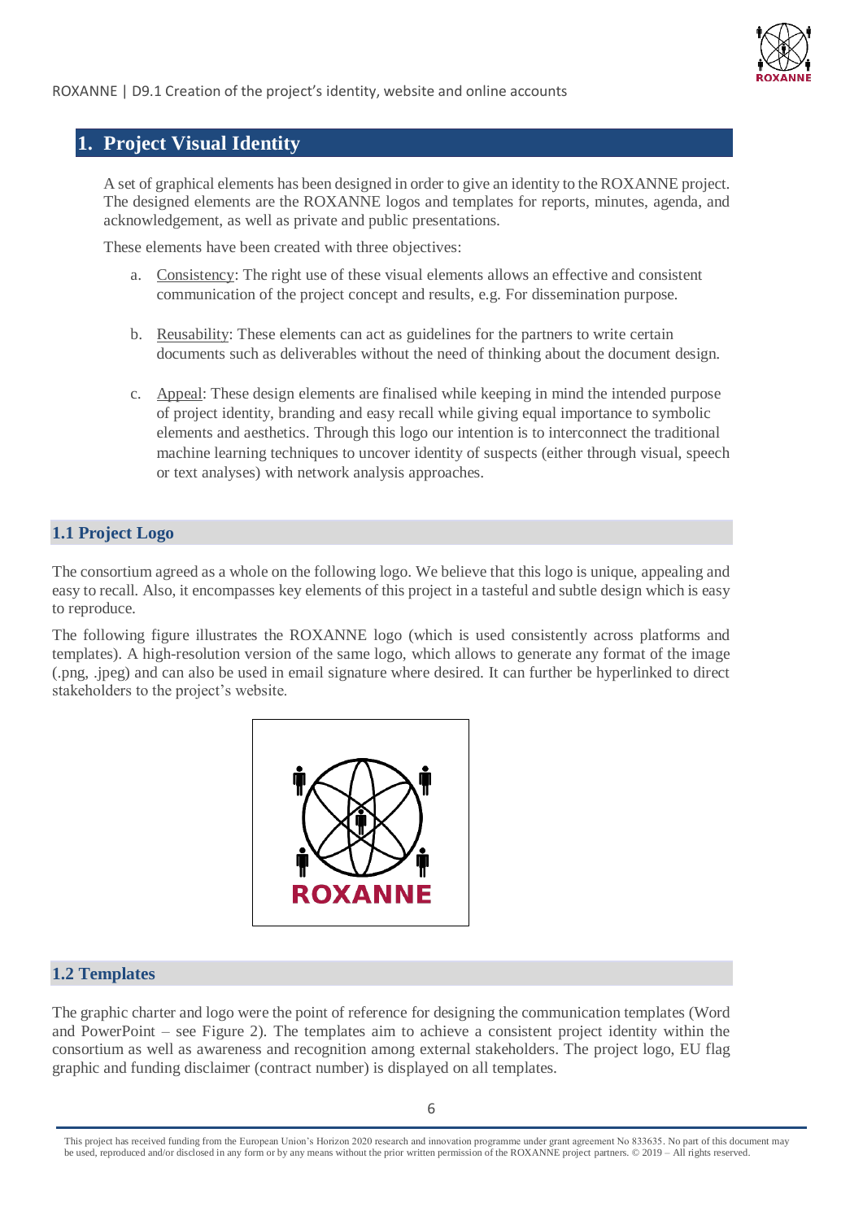# 1. Project Visual Identity

A set of graphical elements has been designed in order to give an identity to the ROXANNE project. The designed elements are the ROXANNE logos and templates for reports, minutes, agenda, and acknowledgement, as well as private and public presentations.

These elements have been created with three objectives:

a. Consistency: The right use of these visual elements allows an effective and consistent communication of the project concept and results, e.g. For dissemination purpose.

b. Reusability: These elements can act as guidelines for the partners to write certain documents such as deliverables without the need of thinking about the document design.

c. Appeal: These design elements are finalised while keeping in mind the intended purpose of project identity, branding and easy recall while giving equal importance to symbolic elements and aesthetics. Through this logo our intention is to interconnect the traditional machine learning techniques to uncover identity of suspects (either through visual, speech or text analyses) with network analysis approaches.

## 1.1 Project Logo

The consortium agreed as a whole on the following logo. We believe that this logo is unique, appealing and easy to recall. Also, it encompasses key elements of this project in a tasteful and subtle design which is easy to reproduce.

The following figure illustrates the ROXANNE logo (which is used consistently across platforms and templates). A high-resolution version of the same logo, which allows to generate any format of the image (.png, .jpeg) and can also be used in email signature where desired. It can further be hyperlinked to direct stakeholders to the project's website.

ROXANNE

## 1.2 Templates

The graphic charter and logo were the point of reference for designing the communication templates (Word and PowerPoint – see Figure 2). The templates aim to achieve a consistent project identity within the consortium as well as awareness and recognition among external stakeholders. The project logo, EU flag graphic and funding disclaimer (contract number) is displayed on all templates.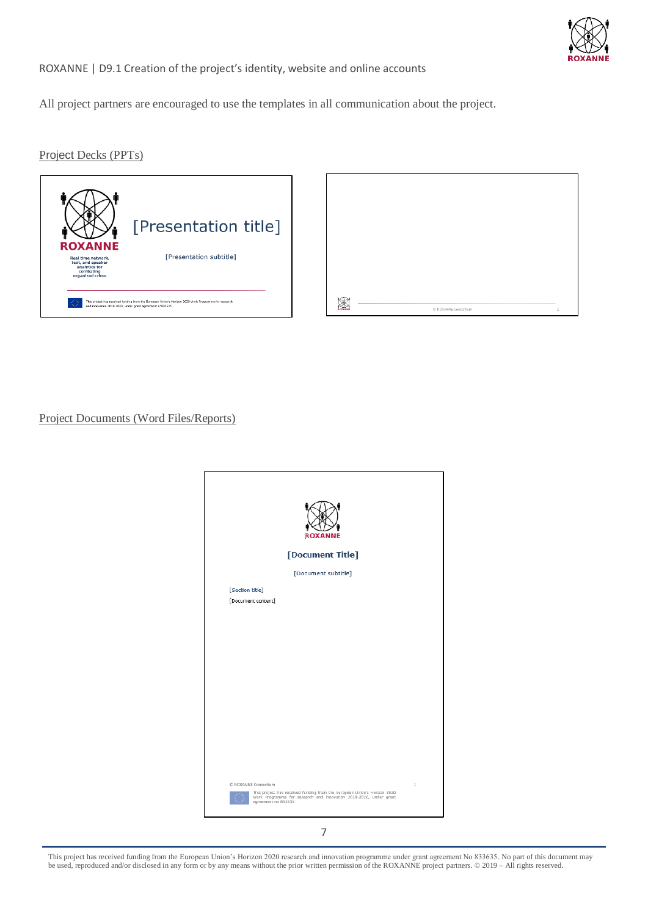All project partners are encouraged to use the templates in all communication about the project.

Project Decks (PPTs)

Project Documents (Word Files/Reports)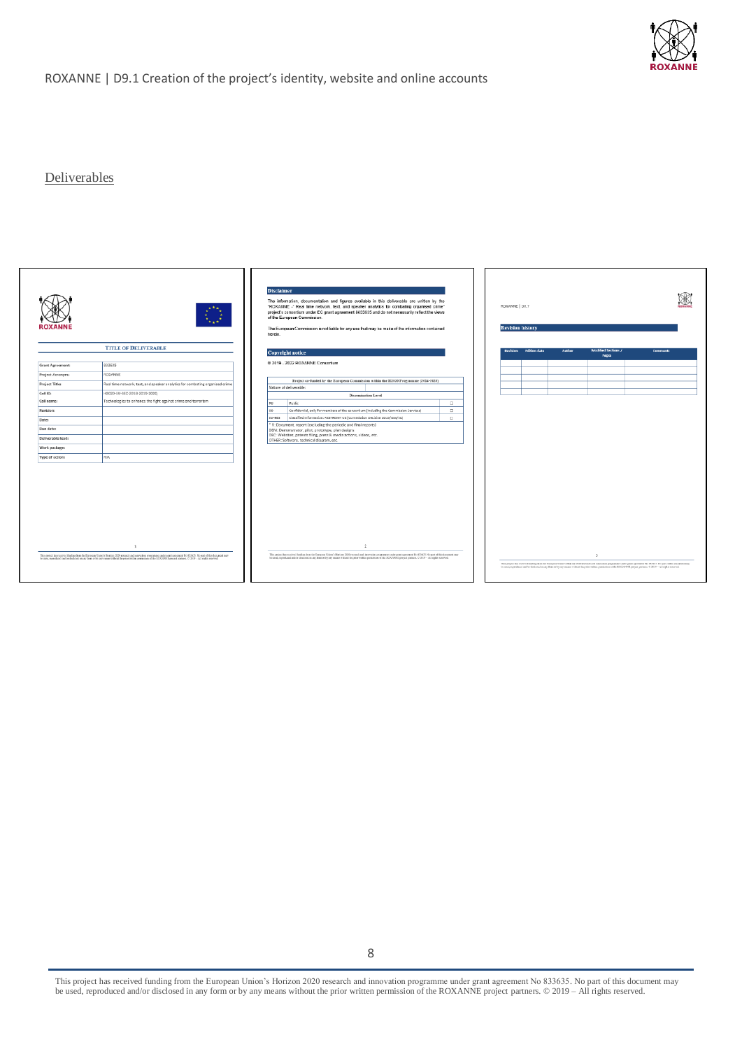## Deliverables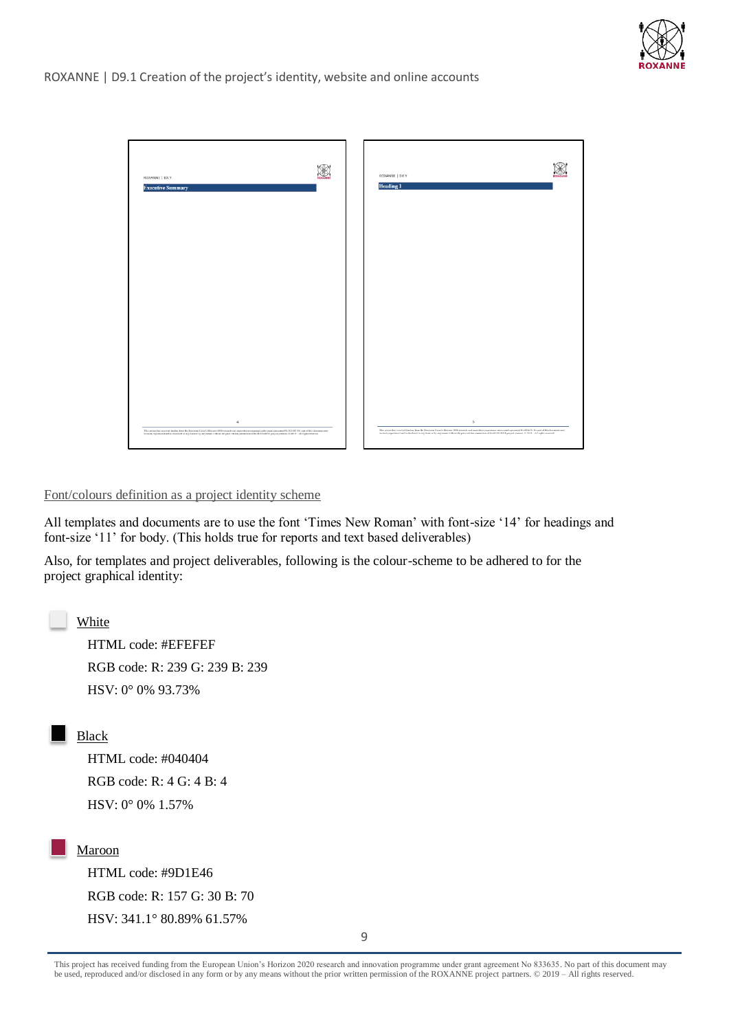Font/colours definition as a project identity scheme

All templates and documents are to use the font 'Times New Roman' with font-size '14' for headings and font-size '11' for body. (This holds true for reports and text based deliverables)

Also, for templates and project deliverables, following is the colour-scheme to be adhered to for the project graphical identity:

White

HTML code: #EFEFEF

RGB code: R: 239 G: 239 B: 239

HSV: 0° 0% 93.73%

Black

HTML code: #040404

RGB code: R: 4 G: 4 B: 4

HSV: 0° 0% 1.57%

Maroon

HTML code: #9D1E46

RGB code: R: 157 G: 30 B: 70

HSV: 341.1° 80.89% 61.57%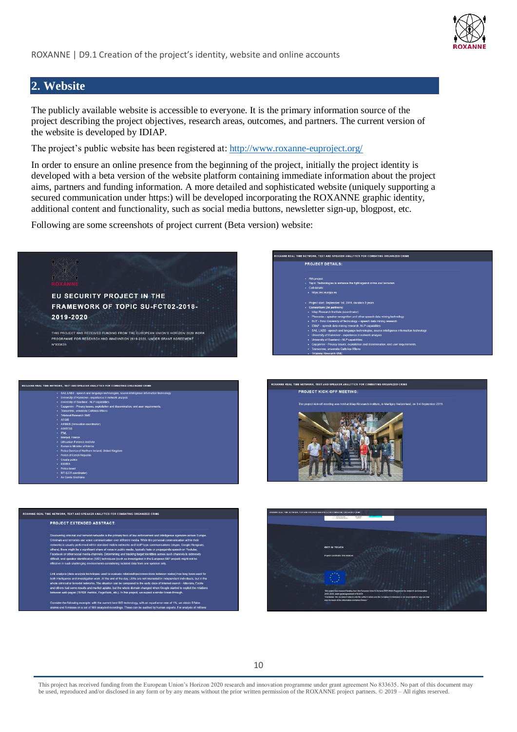## 2. Website

The publicly available website is accessible to everyone. It is the primary information source of the project describing the project objectives, research areas, outcomes, and partners. The current version of the website is developed by IDIAP.

The project's public website has been registered at: http://www.roxanne-euproject.org/

In order to ensure an online presence from the beginning of the project, initially the project identity is developed with a beta version of the website platform containing immediate information about the project aims, partners and funding information. A more detailed and sophisticated website (uniquely supporting a secured communication under https:) will be developed incorporating the ROXANNE graphic identity, additional content and functionality, such as social media buttons, newsletter sign-up, blogpost, etc.

Following are some screenshots of project current (Beta version) website: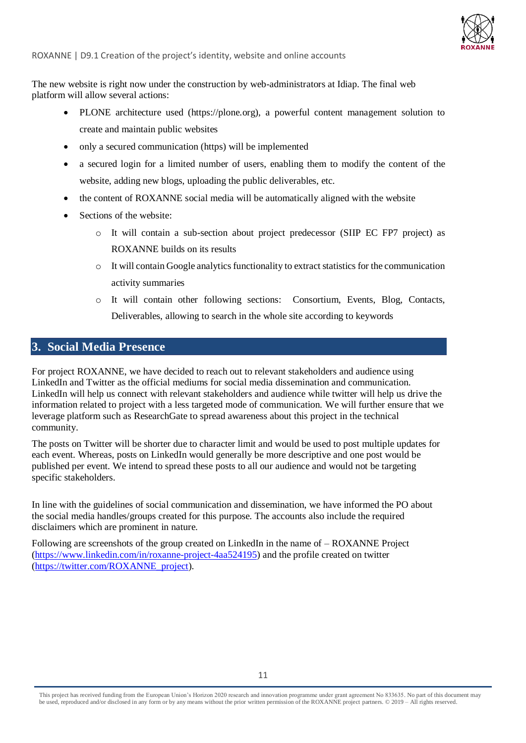The new website is right now under the construction by web-administrators at Idiap. The final web platform will allow several actions:

- PLONE architecture used (https://plone.org), a powerful content management solution to create and maintain public websites
- only a secured communication (https) will be implemented
- a secured login for a limited number of users, enabling them to modify the content of the website, adding new blogs, uploading the public deliverables, etc.
- the content of ROXANNE social media will be automatically aligned with the website
- Sections of the website:
  - It will contain a sub-section about project predecessor (SIIP EC FP7 project) as ROXANNE builds on its results
  - It will contain Google analytics functionality to extract statistics for the communication activity summaries
  - It will contain other following sections: Consortium, Events, Blog, Contacts, Deliverables, allowing to search in the whole site according to keywords

## 3. Social Media Presence

For project ROXANNE, we have decided to reach out to relevant stakeholders and audience using LinkedIn and Twitter as the official mediums for social media dissemination and communication. LinkedIn will help us connect with relevant stakeholders and audience while twitter will help us drive the information related to project with a less targeted mode of communication. We will further ensure that we leverage platform such as ResearchGate to spread awareness about this project in the technical community.

The posts on Twitter will be shorter due to character limit and would be used to post multiple updates for each event. Whereas, posts on LinkedIn would generally be more descriptive and one post would be published per event. We intend to spread these posts to all our audience and would not be targeting specific stakeholders.

In line with the guidelines of social communication and dissemination, we have informed the PO about the social media handles/groups created for this purpose. The accounts also include the required disclaimers which are prominent in nature.

Following are screenshots of the group created on LinkedIn in the name of – ROXANNE Project (https://www.linkedin.com/in/roxanne-project-4aa524195) and the profile created on twitter (https://twitter.com/ROXANNE_project).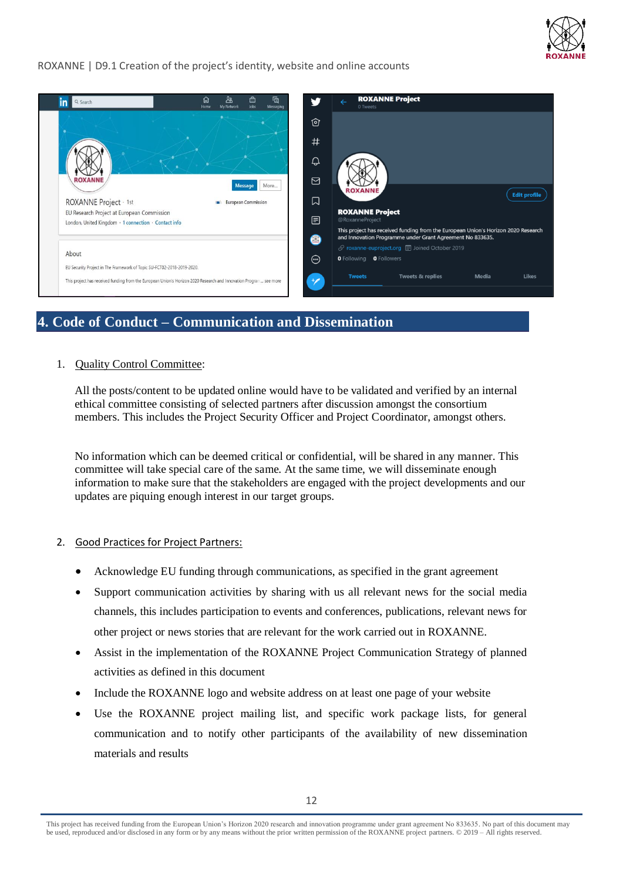## 4. Code of Conduct – Communication and Dissemination

1. Quality Control Committee:

   All the posts/content to be updated online would have to be validated and verified by an internal ethical committee consisting of selected partners after discussion amongst the consortium members. This includes the Project Security Officer and Project Coordinator, amongst others.

   No information which can be deemed critical or confidential, will be shared in any manner. This committee will take special care of the same. At the same time, we will disseminate enough information to make sure that the stakeholders are engaged with the project developments and our updates are piquing enough interest in our target groups.

2. Good Practices for Project Partners:

   - Acknowledge EU funding through communications, as specified in the grant agreement
   - Support communication activities by sharing with us all relevant news for the social media channels, this includes participation to events and conferences, publications, relevant news for other project or news stories that are relevant for the work carried out in ROXANNE.
   - Assist in the implementation of the ROXANNE Project Communication Strategy of planned activities as defined in this document
   - Include the ROXANNE logo and website address on at least one page of your website
   - Use the ROXANNE project mailing list, and specific work package lists, for general communication and to notify other participants of the availability of new dissemination materials and results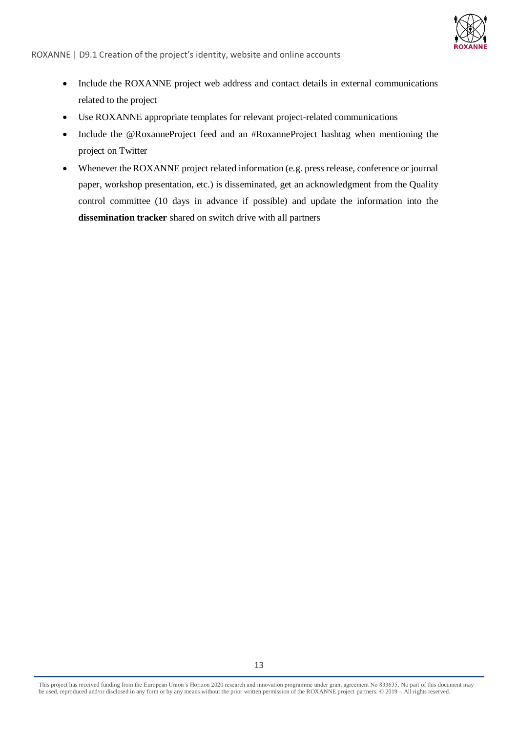- Include the ROXANNE project web address and contact details in external communications related to the project
- Use ROXANNE appropriate templates for relevant project-related communications
- Include the @RoxanneProject feed and an #RoxanneProject hashtag when mentioning the project on Twitter
- Whenever the ROXANNE project related information (e.g. press release, conference or journal paper, workshop presentation, etc.) is disseminated, get an acknowledgment from the Quality control committee (10 days in advance if possible) and update the information into the **dissemination tracker** shared on switch drive with all partners